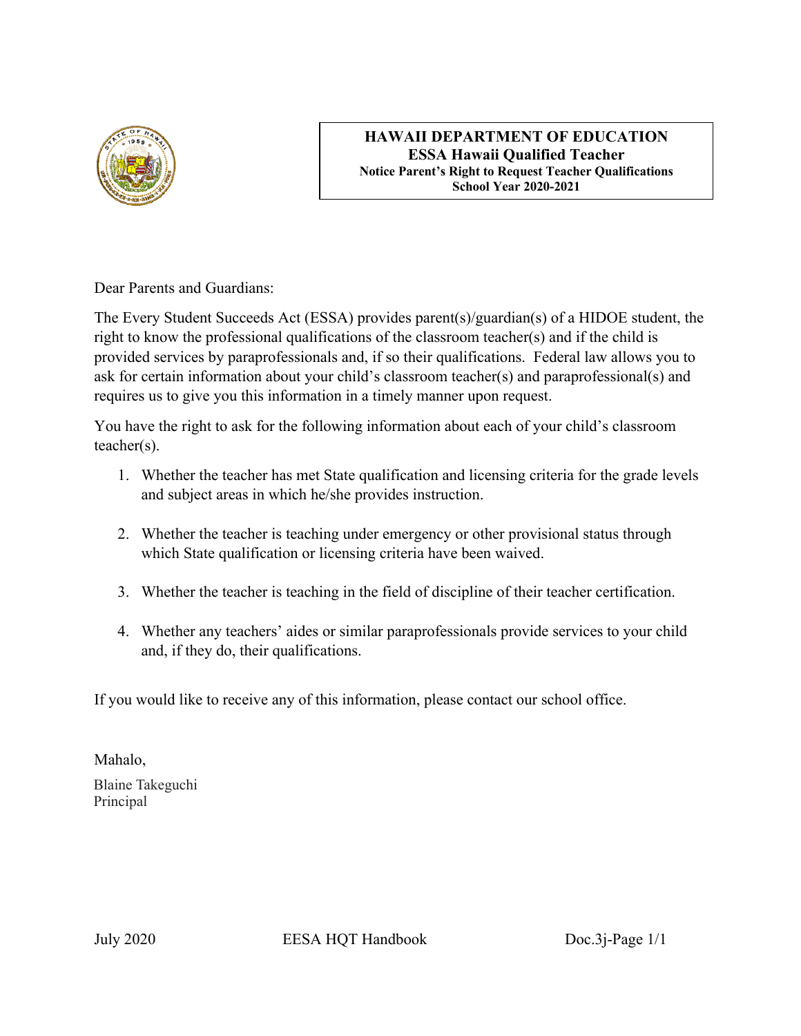**HAWAII DEPARTMENT OF EDUCATION**
**ESSA Hawaii Qualified Teacher**
**Notice Parent's Right to Request Teacher Qualifications**
**School Year 2020-2021**

Dear Parents and Guardians:

The Every Student Succeeds Act (ESSA) provides parent(s)/guardian(s) of a HIDOE student, the right to know the professional qualifications of the classroom teacher(s) and if the child is provided services by paraprofessionals and, if so their qualifications. Federal law allows you to ask for certain information about your child's classroom teacher(s) and paraprofessional(s) and requires us to give you this information in a timely manner upon request.

You have the right to ask for the following information about each of your child's classroom teacher(s).

1. Whether the teacher has met State qualification and licensing criteria for the grade levels and subject areas in which he/she provides instruction.
2. Whether the teacher is teaching under emergency or other provisional status through which State qualification or licensing criteria have been waived.
3. Whether the teacher is teaching in the field of discipline of their teacher certification.
4. Whether any teachers' aides or similar paraprofessionals provide services to your child and, if they do, their qualifications.

If you would like to receive any of this information, please contact our school office.

Mahalo,

Blaine Takeguchi
Principal

July 2020 EESA HQT Handbook Doc.3j-Page 1/1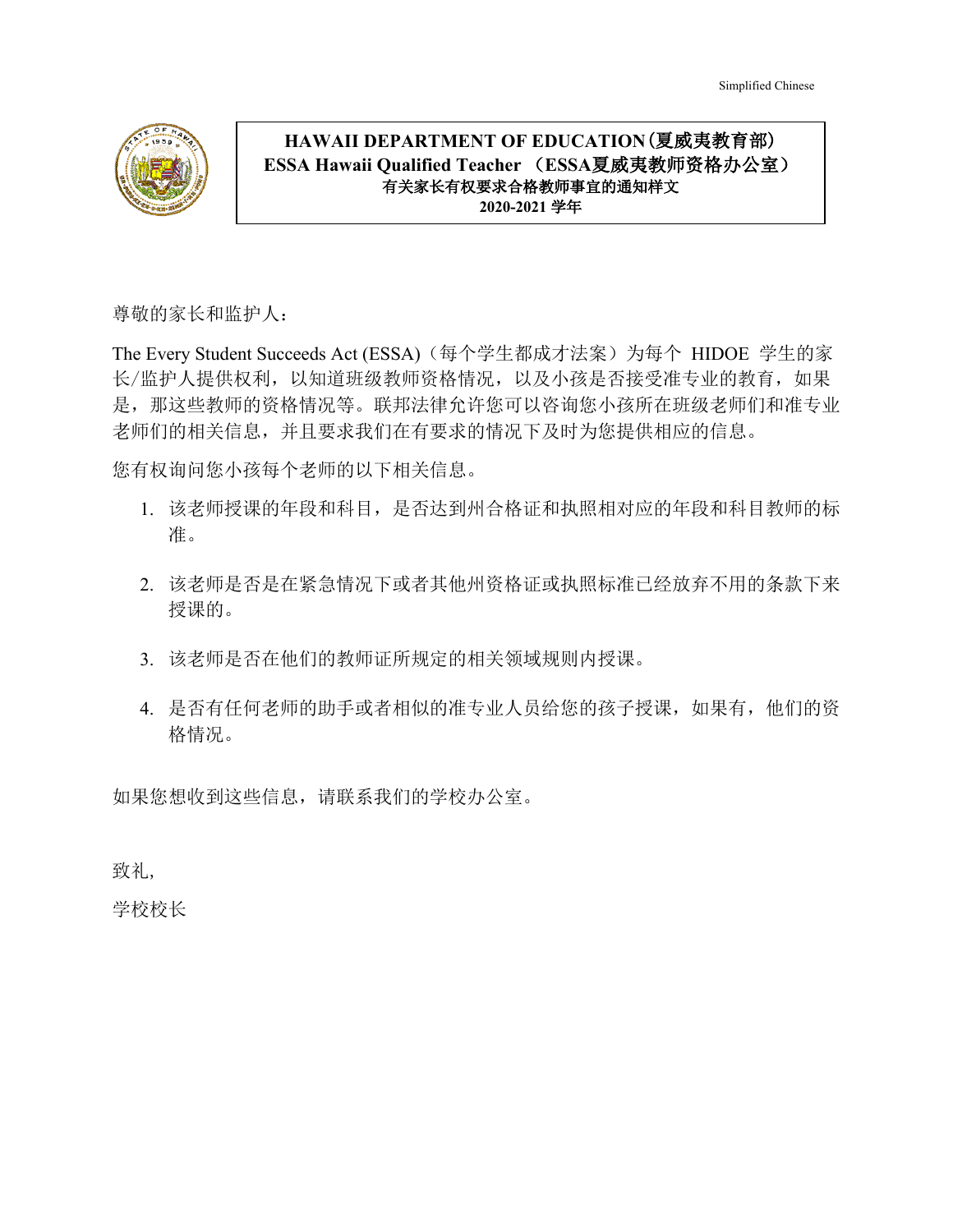Simplified Chinese

**HAWAII DEPARTMENT OF EDUCATION（夏威夷教育部）**
**ESSA Hawaii Qualified Teacher （ESSA夏威夷教师资格办公室）**
**有关家长有权要求合格教师事宜的通知样文**
**2020-2021 学年**

尊敬的家长和监护人：

The Every Student Succeeds Act (ESSA)（每个学生都成才法案）为每个 HIDOE 学生的家长/监护人提供权利，以知道班级教师资格情况，以及小孩是否接受准专业的教育，如果是，那这些教师的资格情况等。联邦法律允许您可以咨询您小孩所在班级老师们和准专业老师们的相关信息，并且要求我们在有要求的情况下及时为您提供相应的信息。

您有权询问您小孩每个老师的以下相关信息。

1. 该老师授课的年段和科目，是否达到州合格证和执照相对应的年段和科目教师的标准。

2. 该老师是否是在紧急情况下或者其他州资格证或执照标准已经放弃不用的条款下来授课的。

3. 该老师是否在他们的教师证所规定的相关领域规则内授课。

4. 是否有任何老师的助手或者相似的准专业人员给您的孩子授课，如果有，他们的资格情况。

如果您想收到这些信息，请联系我们的学校办公室。

致礼，

学校校长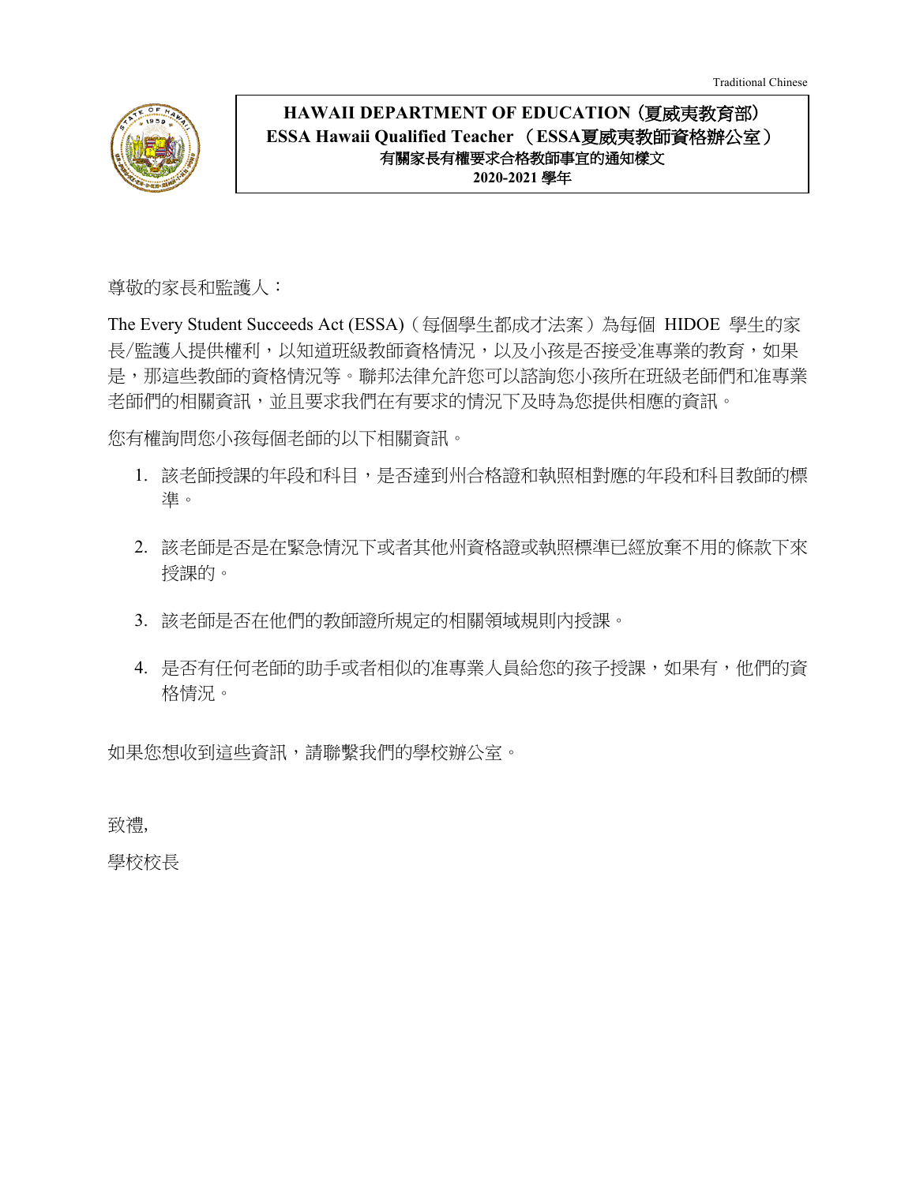Traditional Chinese

# HAWAII DEPARTMENT OF EDUCATION（夏威夷教育部）
## ESSA Hawaii Qualified Teacher （ESSA夏威夷教師資格辦公室）
### 有關家長有權要求合格教師事宜的通知樣文
### 2020-2021 學年

尊敬的家長和監護人：

The Every Student Succeeds Act (ESSA)（每個學生都成才法案）為每個 HIDOE 學生的家長/監護人提供權利，以知道班級教師資格情況，以及小孩是否接受准專業的教育，如果是，那這些教師的資格情況等。聯邦法律允許您可以諮詢您小孩所在班級老師們和准專業老師們的相關資訊，並且要求我們在有要求的情況下及時為您提供相應的資訊。

您有權詢問您小孩每個老師的以下相關資訊。

1. 該老師授課的年段和科目，是否達到州合格證和執照相對應的年段和科目教師的標準。
2. 該老師是否是在緊急情況下或者其他州資格證或執照標準已經放棄不用的條款下來授課的。
3. 該老師是否在他們的教師證所規定的相關領域規則內授課。
4. 是否有任何老師的助手或者相似的准專業人員給您的孩子授課，如果有，他們的資格情況。

如果您想收到這些資訊，請聯繫我們的學校辦公室。

致禮,

學校校長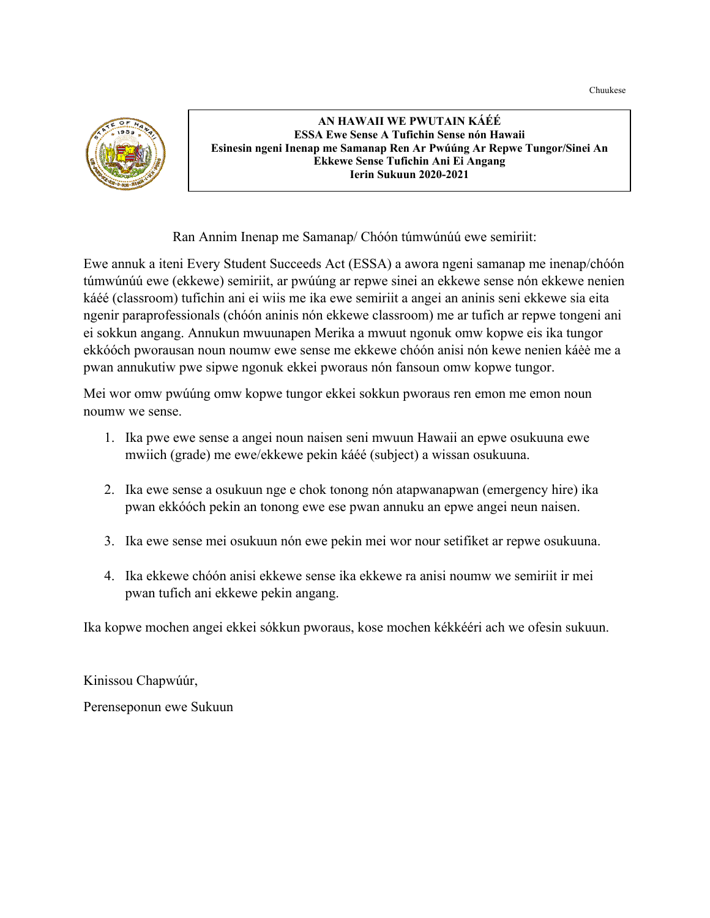Chuukese

**AN HAWAII WE PWUTAIN KÁÉÉ**
**ESSA Ewe Sense A Tufichin Sense nón Hawaii**
**Esinesin ngeni Inenap me Samanap Ren Ar Pwúúng Ar Repwe Tungor/Sinei An Ekkewe Sense Tufichin Ani Ei Angang**
**Ierin Sukuun 2020-2021**

Ran Annim Inenap me Samanap/ Chóón túmwúnúú ewe semiriit:

Ewe annuk a iteni Every Student Succeeds Act (ESSA) a awora ngeni samanap me inenap/chóón túmwúnúú ewe (ekkewe) semiriit, ar pwúúng ar repwe sinei an ekkewe sense nón ekkewe nenien káéé (classroom) tufichin ani ei wiis me ika ewe semiriit a angei an aninis seni ekkewe sia eita ngenir paraprofessionals (chóón aninis nón ekkewe classroom) me ar tufich ar repwe tongeni ani ei sokkun angang. Annukun mwuunapen Merika a mwuut ngonuk omw kopwe eis ika tungor ekkóóch pworausan noun noumw ewe sense me ekkewe chóón anisi nón kewe nenien káėė me a pwan annukutiw pwe sipwe ngonuk ekkei pworaus nón fansoun omw kopwe tungor.

Mei wor omw pwúúng omw kopwe tungor ekkei sokkun pworaus ren emon me emon noun noumw we sense.

1. Ika pwe ewe sense a angei noun naisen seni mwuun Hawaii an epwe osukuuna ewe mwiich (grade) me ewe/ekkewe pekin káéé (subject) a wissan osukuuna.
2. Ika ewe sense a osukuun nge e chok tonong nón atapwanapwan (emergency hire) ika pwan ekkóóch pekin an tonong ewe ese pwan annuku an epwe angei neun naisen.
3. Ika ewe sense mei osukuun nón ewe pekin mei wor nour setifiket ar repwe osukuuna.
4. Ika ekkewe chóón anisi ekkewe sense ika ekkewe ra anisi noumw we semiriit ir mei pwan tufich ani ekkewe pekin angang.

Ika kopwe mochen angei ekkei sókkun pworaus, kose mochen kékkééri ach we ofesin sukuun.

Kinissou Chapwúúr,

Perenseponun ewe Sukuun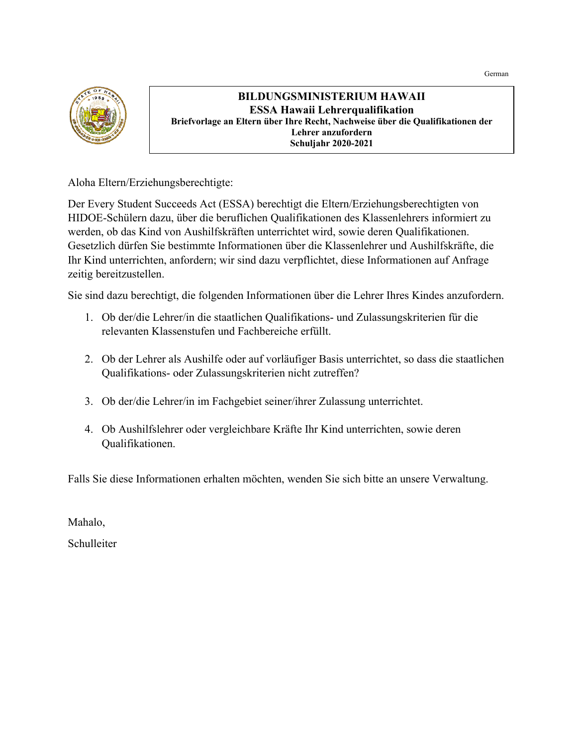German

**BILDUNGSMINISTERIUM HAWAII**
**ESSA Hawaii Lehrerqualifikation**
**Briefvorlage an Eltern über Ihre Recht, Nachweise über die Qualifikationen der Lehrer anzufordern**
**Schuljahr 2020-2021**

Aloha Eltern/Erziehungsberechtigte:

Der Every Student Succeeds Act (ESSA) berechtigt die Eltern/Erziehungsberechtigten von HIDOE-Schülern dazu, über die beruflichen Qualifikationen des Klassenlehrers informiert zu werden, ob das Kind von Aushilfskräften unterrichtet wird, sowie deren Qualifikationen. Gesetzlich dürfen Sie bestimmte Informationen über die Klassenlehrer und Aushilfskräfte, die Ihr Kind unterrichten, anfordern; wir sind dazu verpflichtet, diese Informationen auf Anfrage zeitig bereitzustellen.

Sie sind dazu berechtigt, die folgenden Informationen über die Lehrer Ihres Kindes anzufordern.

1. Ob der/die Lehrer/in die staatlichen Qualifikations- und Zulassungskriterien für die relevanten Klassenstufen und Fachbereiche erfüllt.

2. Ob der Lehrer als Aushilfe oder auf vorläufiger Basis unterrichtet, so dass die staatlichen Qualifikations- oder Zulassungskriterien nicht zutreffen?

3. Ob der/die Lehrer/in im Fachgebiet seiner/ihrer Zulassung unterrichtet.

4. Ob Aushilfslehrer oder vergleichbare Kräfte Ihr Kind unterrichten, sowie deren Qualifikationen.

Falls Sie diese Informationen erhalten möchten, wenden Sie sich bitte an unsere Verwaltung.

Mahalo,

Schulleiter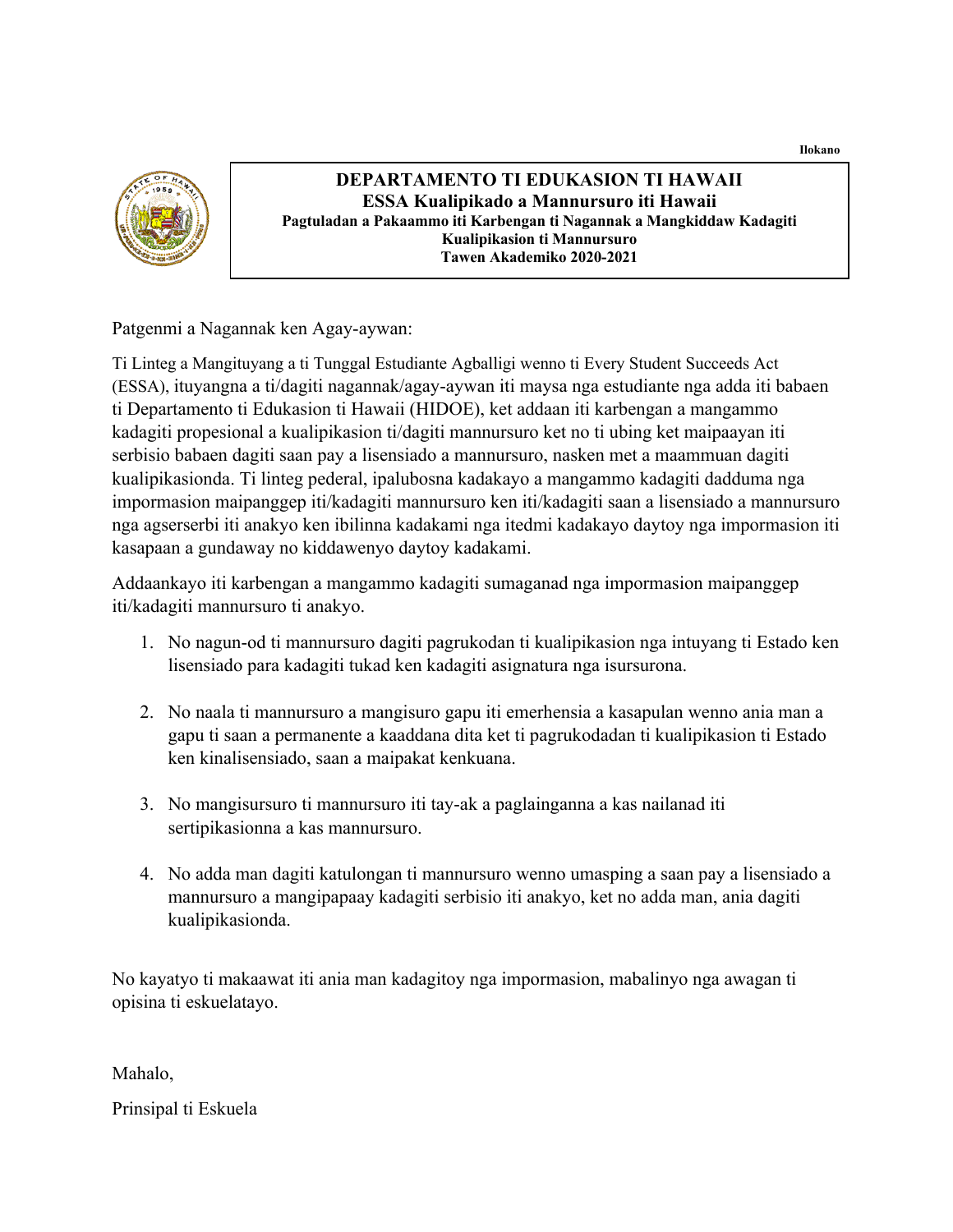Ilokano

**DEPARTAMENTO TI EDUKASION TI HAWAII**
**ESSA Kualipikado a Mannursuro iti Hawaii**
**Pagtuladan a Pakaammo iti Karbengan ti Nagannak a Mangkiddaw Kadagiti Kualipikasion ti Mannursuro**
**Tawen Akademiko 2020-2021**

Patgenmi a Nagannak ken Agay-aywan:

Ti Linteg a Mangituyang a ti Tunggal Estudiante Agballigi wenno ti Every Student Succeeds Act (ESSA), ituyangna a ti/dagiti nagannak/agay-aywan iti maysa nga estudiante nga adda iti babaen ti Departamento ti Edukasion ti Hawaii (HIDOE), ket addaan iti karbengan a mangammo kadagiti propesional a kualipikasion ti/dagiti mannursuro ket no ti ubing ket maipaayan iti serbisio babaen dagiti saan pay a lisensiado a mannursuro, nasken met a maammuan dagiti kualipikasionda. Ti linteg pederal, ipalubosna kadakayo a mangammo kadagiti dadduma nga impormasion maipanggep iti/kadagiti mannursuro ken iti/kadagiti saan a lisensiado a mannursuro nga agserserbi iti anakyo ken ibilinna kadakami nga itedmi kadakayo daytoy nga impormasion iti kasapaan a gundaway no kiddawenyo daytoy kadakami.

Addaankayo iti karbengan a mangammo kadagiti sumaganad nga impormasion maipanggep iti/kadagiti mannursuro ti anakyo.

1. No nagun-od ti mannursuro dagiti pagrukodan ti kualipikasion nga intuyang ti Estado ken lisensiado para kadagiti tukad ken kadagiti asignatura nga isursurona.

2. No naala ti mannursuro a mangisuro gapu iti emerhensia a kasapulan wenno ania man a gapu ti saan a permanente a kaaddana dita ket ti pagrukodadan ti kualipikasion ti Estado ken kinalisensiado, saan a maipakat kenkuana.

3. No mangisursuro ti mannursuro iti tay-ak a paglainganna a kas nailanad iti sertipikasionna a kas mannursuro.

4. No adda man dagiti katulongan ti mannursuro wenno umasping a saan pay a lisensiado a mannursuro a mangipapaay kadagiti serbisio iti anakyo, ket no adda man, ania dagiti kualipikasionda.

No kayatyo ti makaawat iti ania man kadagitoy nga impormasion, mabalinyo nga awagan ti opisina ti eskuelatayo.

Mahalo,

Prinsipal ti Eskuela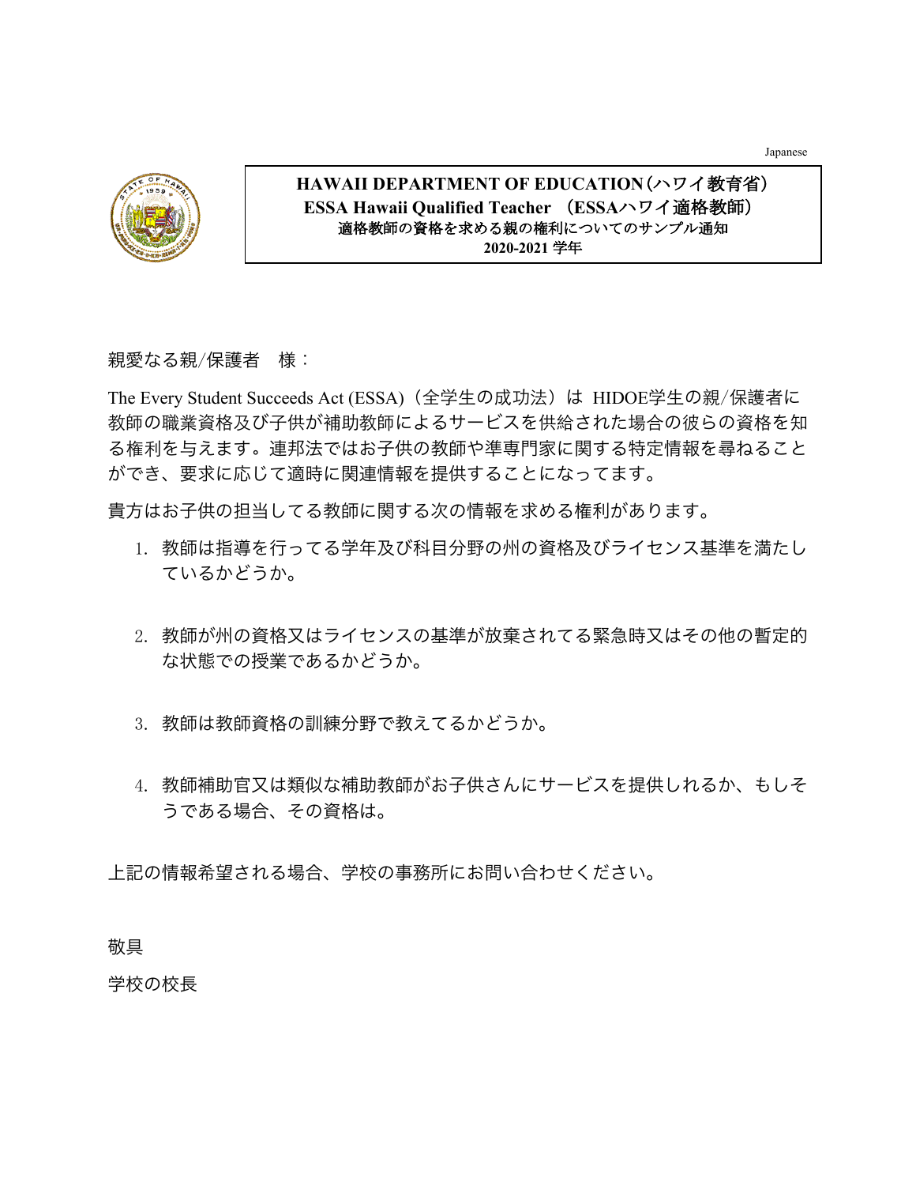Japanese

**HAWAII DEPARTMENT OF EDUCATION（ハワイ教育省）**
**ESSA Hawaii Qualified Teacher （ESSAハワイ適格教師）**
**適格教師の資格を求める親の権利についてのサンプル通知**
**2020-2021 学年**

親愛なる親/保護者　様：

The Every Student Succeeds Act (ESSA)（全学生の成功法）は HIDOE学生の親/保護者に教師の職業資格及び子供が補助教師によるサービスを供給された場合の彼らの資格を知る権利を与えます。連邦法ではお子供の教師や準専門家に関する特定情報を尋ねることができ、要求に応じて適時に関連情報を提供することになってます。

貴方はお子供の担当してる教師に関する次の情報を求める権利があります。

1. 教師は指導を行ってる学年及び科目分野の州の資格及びライセンス基準を満たしているかどうか。

2. 教師が州の資格又はライセンスの基準が放棄されてる緊急時又はその他の暫定的な状態での授業であるかどうか。

3. 教師は教師資格の訓練分野で教えてるかどうか。

4. 教師補助官又は類似な補助教師がお子供さんにサービスを提供しれるか、もしそうである場合、その資格は。

上記の情報希望される場合、学校の事務所にお問い合わせください。

敬具

学校の校長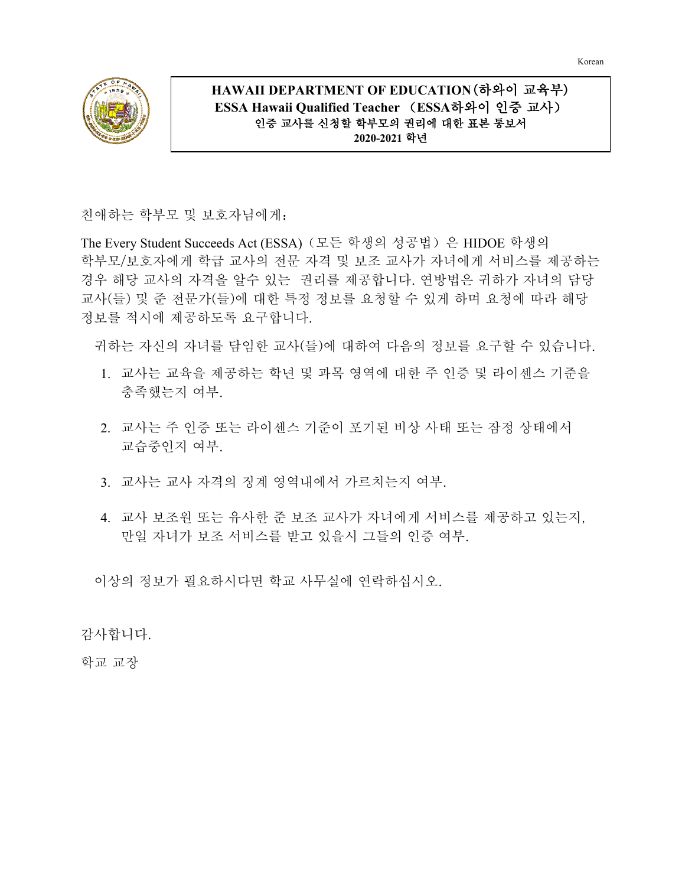Korean

# HAWAII DEPARTMENT OF EDUCATION（하와이 교육부）
## ESSA Hawaii Qualified Teacher （ESSA하와이 인증 교사）
### 인증 교사를 신청할 학부모의 권리에 대한 표본 통보서
### 2020-2021 학년

친애하는 학부모 및 보호자님에게:

The Every Student Succeeds Act (ESSA)（모든 학생의 성공법）은 HIDOE 학생의 학부모/보호자에게 학급 교사의 전문 자격 및 보조 교사가 자녀에게 서비스를 제공하는 경우 해당 교사의 자격을 알수 있는  권리를 제공합니다. 연방법은 귀하가 자녀의 담당 교사(들) 및 준 전문가(들)에 대한 특정 정보를 요청할 수 있게 하며 요청에 따라 해당 정보를 적시에 제공하도록 요구합니다.

귀하는 자신의 자녀를 담임한 교사(들)에 대하여 다음의 정보를 요구할 수 있습니다.

1. 교사는 교육을 제공하는 학년 및 과목 영역에 대한 주 인증 및 라이센스 기준을 충족했는지 여부.
2. 교사는 주 인증 또는 라이센스 기준이 포기된 비상 사태 또는 잠정 상태에서 교습중인지 여부.
3. 교사는 교사 자격의 징계 영역내에서 가르치는지 여부.
4. 교사 보조원 또는 유사한 준 보조 교사가 자녀에게 서비스를 제공하고 있는지, 만일 자녀가 보조 서비스를 받고 있을시 그들의 인증 여부.

이상의 정보가 필요하시다면 학교 사무실에 연락하십시오.

감사합니다.

학교 교장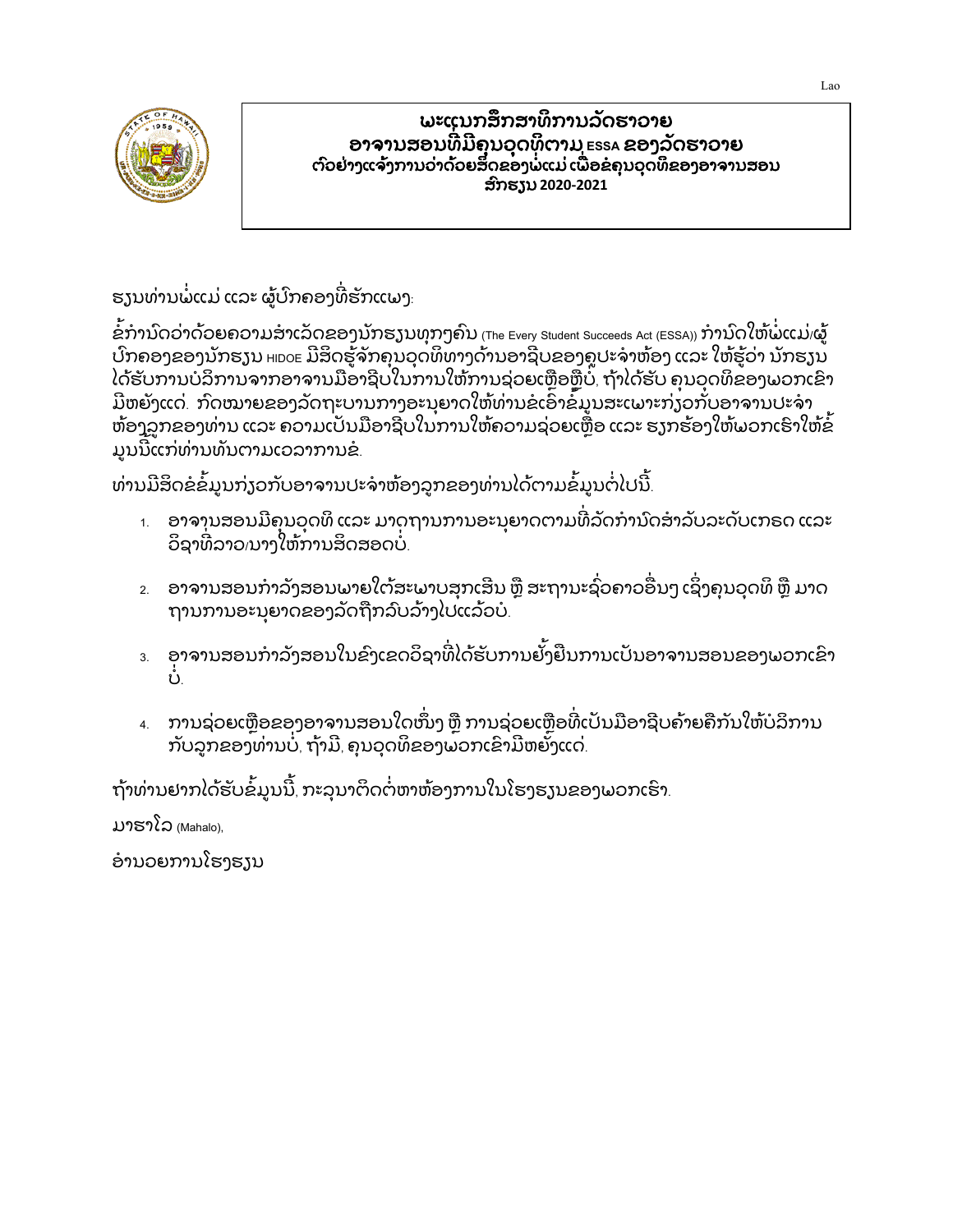# ພະແນກສຶກສາທິການລັດຮາວາຍ
## ອາຈານສອນທີ່ມີຄຸນວຸດທິຕາມ ESSA ຂອງລັດຮາວາຍ
### ຕົວຢ່າງແຈ້ງການວ່າດ້ວຍສິດຂອງພໍ່ແມ່ ເພື່ອຂໍຄຸນວຸດທິຂອງອາຈານສອນ
### ສົກຮຽນ 2020-2021

ຮຽນທ່ານພໍ່ແມ່ ແລະ ຜູ້ປົກຄອງທີ່ຮັກແພງ:

ຂໍ້ກຳນົດວ່າດ້ວຍຄວາມສຳເລັດຂອງນັກຮຽນທຸກໆຄົນ (The Every Student Succeeds Act (ESSA)) ກຳນົດໃຫ້ພໍ່ແມ່/ຜູ້ປົກຄອງຂອງນັກຮຽນ HIDOE ມີສິດຮູ້ຈັກຄຸນວຸດທິທາງດ້ານອາຊີບຂອງຄູປະຈຳຫ້ອງ ແລະ ໃຫ້ຮູ້ວ່າ ນັກຮຽນໄດ້ຮັບການບໍລິການຈາກອາຈານມືອາຊີບໃນການໃຫ້ການຊ່ວຍເຫຼືອຫຼືບໍ່, ຖ້າໄດ້ຮັບ ຄຸນວຸດທິຂອງພວກເຂົາມີຫຍັງແດ່. ກົດໝາຍຂອງລັດຖະບານກາງອະນຸຍາດໃຫ້ທ່ານຂໍເອົາຂໍ້ມູນສະເພາະກ່ຽວກັບອາຈານປະຈຳຫ້ອງລູກຂອງທ່ານ ແລະ ຄວາມເປັນມືອາຊີບໃນການໃຫ້ຄວາມຊ່ວຍເຫຼືອ ແລະ ຮຽກຮ້ອງໃຫ້ພວກເຮົາໃຫ້ຂໍ້ມູນນີ້ແກ່ທ່ານທັນຕາມເວລາການຂໍ.

ທ່ານມີສິດຂໍຂໍ້ມູນກ່ຽວກັບອາຈານປະຈຳຫ້ອງລູກຂອງທ່ານໄດ້ຕາມຂໍ້ມູນຕໍ່ໄປນີ້:

1. ອາຈານສອນມີຄຸນວຸດທິ ແລະ ມາດຖານການອະນຸຍາດຕາມທີ່ລັດກຳນົດສຳລັບລະດັບເກຣດ ແລະ ວິຊາທີ່ລາວ/ນາງໃຫ້ການສິດສອນບໍ່.
2. ອາຈານສອນກຳລັງສອນພາຍໃຕ້ສະພາບສຸກເສີນ ຫຼື ສະຖານະຊົ່ວຄາວອື່ນໆ ເຊິ່ງຄຸນວຸດທິ ຫຼື ມາດຖານການອະນຸຍາດຂອງລັດຖືກລົບລ້າງໄປແລ້ວບໍ.
3. ອາຈານສອນກຳລັງສອນໃນຂົງເຂດວິຊາທີ່ໄດ້ຮັບການຢັ້ງຢືນການເປັນອາຈານສອນຂອງພວກເຂົາບໍ່.
4. ການຊ່ວຍເຫຼືອຂອງອາຈານສອນໃດໜຶ່ງ ຫຼື ການຊ່ວຍເຫຼືອທີ່ເປັນມືອາຊີບຄ້າຍຄືກັນໃຫ້ບໍລິການກັບລູກຂອງທ່ານບໍ່, ຖ້າມີ, ຄຸນວຸດທິຂອງພວກເຂົາມີຫຍັງແດ່.

ຖ້າທ່ານຢາກໄດ້ຮັບຂໍ້ມູນນີ້, ກະລຸນາຕິດຕໍ່ຫາຫ້ອງການໃນໂຮງຮຽນຂອງພວກເຮົາ.

ມາຮາໂລ (Mahalo),

ອຳນວຍການໂຮງຮຽນ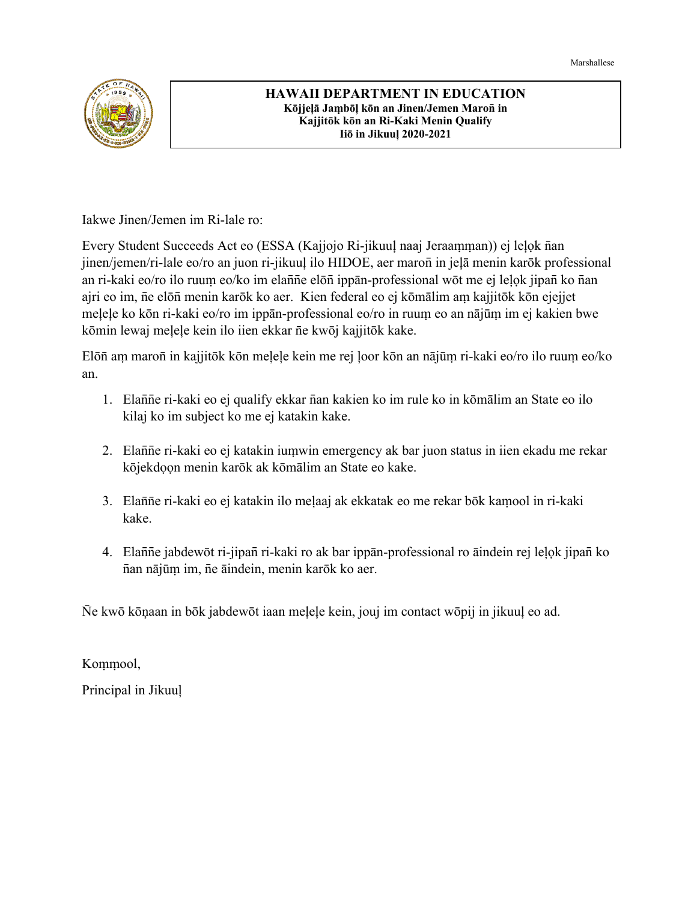Marshallese

**HAWAII DEPARTMENT IN EDUCATION**
**Kōjjeļā Jaṃbōļ kōn an Jinen/Jemen Maroñ in**
**Kajjitōk kōn an Ri-Kaki Menin Qualify**
**Iiō in Jikuuļ 2020-2021**

Iakwe Jinen/Jemen im Ri-lale ro:

Every Student Succeeds Act eo (ESSA (Kajjojo Ri-jikuuļ naaj Jeraaṃṃan)) ej leļọk ñan jinen/jemen/ri-lale eo/ro an juon ri-jikuuļ ilo HIDOE, aer maroñ in jeļā menin karōk professional an ri-kaki eo/ro ilo ruuṃ eo/ko im elaññe elōñ ippān-professional wōt me ej leļọk jipañ ko ñan ajri eo im, ñe elōñ menin karōk ko aer. Kien federal eo ej kōmālim aṃ kajjitōk kōn ejejjet meļeļe ko kōn ri-kaki eo/ro im ippān-professional eo/ro in ruuṃ eo an nājūṃ im ej kakien bwe kōmin lewaj meļeļe kein ilo iien ekkar ñe kwōj kajjitōk kake.

Elōñ aṃ maroñ in kajjitōk kōn meļeļe kein me rej ļoor kōn an nājūṃ ri-kaki eo/ro ilo ruuṃ eo/ko an.

1. Elaññe ri-kaki eo ej qualify ekkar ñan kakien ko im rule ko in kōmālim an State eo ilo kilaj ko im subject ko me ej katakin kake.

2. Elaññe ri-kaki eo ej katakin iuṃwin emergency ak bar juon status in iien ekadu me rekar kōjekdọọn menin karōk ak kōmālim an State eo kake.

3. Elaññe ri-kaki eo ej katakin ilo meļaaj ak ekkatak eo me rekar bōk kaṃool in ri-kaki kake.

4. Elaññe jabdewōt ri-jipañ ri-kaki ro ak bar ippān-professional ro āindein rej leļọk jipañ ko ñan nājūṃ im, ñe āindein, menin karōk ko aer.

Ñe kwō kōṇaan in bōk jabdewōt iaan meļeļe kein, jouj im contact wōpij in jikuuļ eo ad.

Koṃṃool,

Principal in Jikuuļ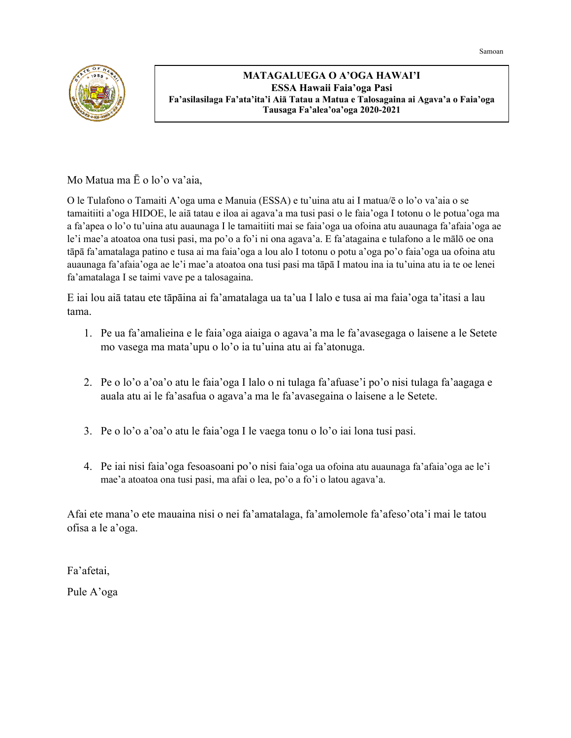Samoan

**MATAGALUEGA O A'OGA HAWAI'I**
**ESSA Hawaii Faia'oga Pasi**
**Fa'asilasilaga Fa'ata'ita'i Aiā Tatau a Matua e Talosagaina ai Agava'a o Faia'oga**
**Tausaga Fa'alea'oa'oga 2020-2021**

Mo Matua ma Ē o lo'o va'aia,

O le Tulafono o Tamaiti A'oga uma e Manuia (ESSA) e tu'uina atu ai I matua/ē o lo'o va'aia o se tamaitiiti a'oga HIDOE, le aiā tatau e iloa ai agava'a ma tusi pasi o le faia'oga I totonu o le potua'oga ma a fa'apea o lo'o tu'uina atu auaunaga I le tamaitiiti mai se faia'oga ua ofoina atu auaunaga fa'afaia'oga ae le'i mae'a atoatoa ona tusi pasi, ma po'o a fo'i ni ona agava'a. E fa'atagaina e tulafono a le mālō oe ona tāpā fa'amatalaga patino e tusa ai ma faia'oga a lou alo I totonu o potu a'oga po'o faia'oga ua ofoina atu auaunaga fa'afaia'oga ae le'i mae'a atoatoa ona tusi pasi ma tāpā I matou ina ia tu'uina atu ia te oe lenei fa'amatalaga I se taimi vave pe a talosagaina.

E iai lou aiā tatau ete tāpāina ai fa'amatalaga ua ta'ua I lalo e tusa ai ma faia'oga ta'itasi a lau tama.

1. Pe ua fa'amalieina e le faia'oga aiaiga o agava'a ma le fa'avasegaga o laisene a le Setete mo vasega ma mata'upu o lo'o ia tu'uina atu ai fa'atonuga.
2. Pe o lo'o a'oa'o atu le faia'oga I lalo o ni tulaga fa'afuase'i po'o nisi tulaga fa'aagaga e auala atu ai le fa'asafua o agava'a ma le fa'avasegaina o laisene a le Setete.
3. Pe o lo'o a'oa'o atu le faia'oga I le vaega tonu o lo'o iai lona tusi pasi.
4. Pe iai nisi faia'oga fesoasoani po'o nisi faia'oga ua ofoina atu auaunaga fa'afaia'oga ae le'i mae'a atoatoa ona tusi pasi, ma afai o lea, po'o a fo'i o latou agava'a.

Afai ete mana'o ete mauaina nisi o nei fa'amatalaga, fa'amolemole fa'afeso'ota'i mai le tatou ofisa a le a'oga.

Fa'afetai,

Pule A'oga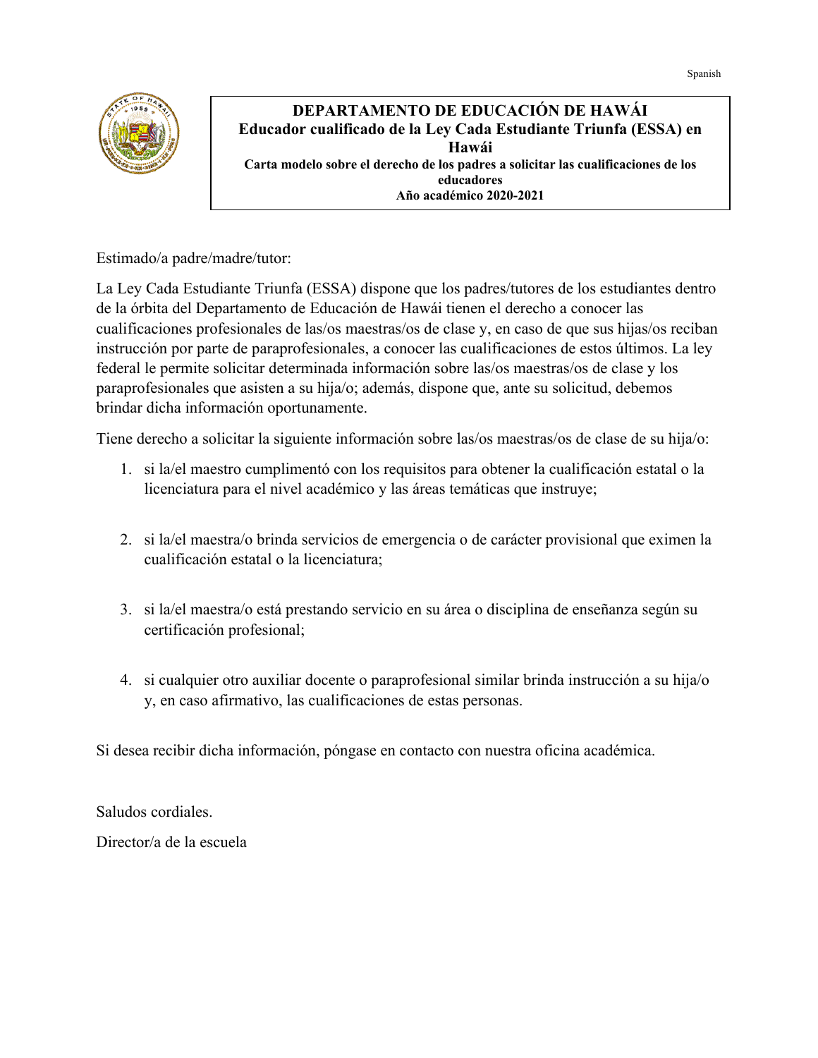Spanish

**DEPARTAMENTO DE EDUCACIÓN DE HAWÁI**
**Educador cualificado de la Ley Cada Estudiante Triunfa (ESSA) en Hawái**
**Carta modelo sobre el derecho de los padres a solicitar las cualificaciones de los educadores**
**Año académico 2020-2021**

Estimado/a padre/madre/tutor:

La Ley Cada Estudiante Triunfa (ESSA) dispone que los padres/tutores de los estudiantes dentro de la órbita del Departamento de Educación de Hawái tienen el derecho a conocer las cualificaciones profesionales de las/os maestras/os de clase y, en caso de que sus hijas/os reciban instrucción por parte de paraprofesionales, a conocer las cualificaciones de estos últimos. La ley federal le permite solicitar determinada información sobre las/os maestras/os de clase y los paraprofesionales que asisten a su hija/o; además, dispone que, ante su solicitud, debemos brindar dicha información oportunamente.

Tiene derecho a solicitar la siguiente información sobre las/os maestras/os de clase de su hija/o:

1. si la/el maestro cumplimentó con los requisitos para obtener la cualificación estatal o la licenciatura para el nivel académico y las áreas temáticas que instruye;

2. si la/el maestra/o brinda servicios de emergencia o de carácter provisional que eximen la cualificación estatal o la licenciatura;

3. si la/el maestra/o está prestando servicio en su área o disciplina de enseñanza según su certificación profesional;

4. si cualquier otro auxiliar docente o paraprofesional similar brinda instrucción a su hija/o y, en caso afirmativo, las cualificaciones de estas personas.

Si desea recibir dicha información, póngase en contacto con nuestra oficina académica.

Saludos cordiales.

Director/a de la escuela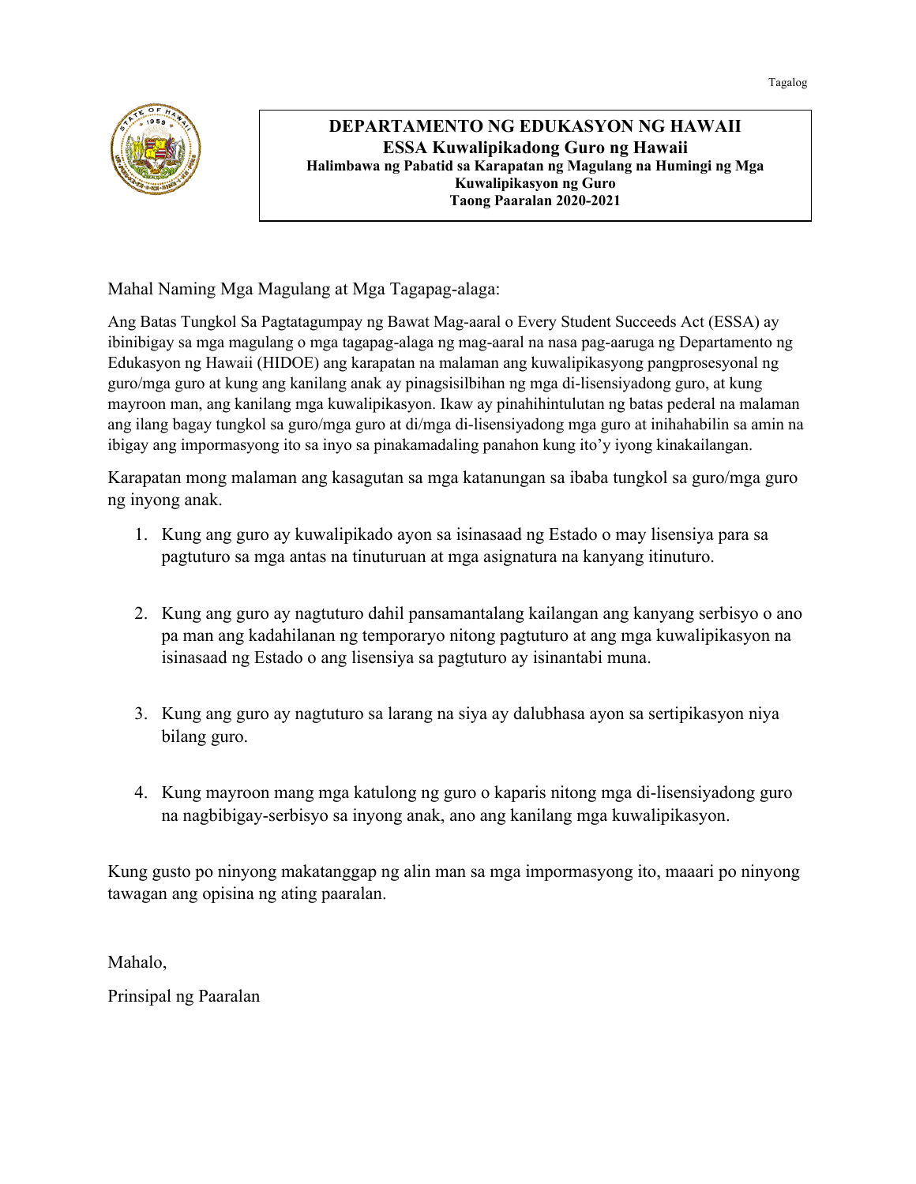Tagalog

# DEPARTAMENTO NG EDUKASYON NG HAWAII

## ESSA Kuwalipikadong Guro ng Hawaii

### Halimbawa ng Pabatid sa Karapatan ng Magulang na Humingi ng Mga Kuwalipikasyon ng Guro

### Taong Paaralan 2020-2021

Mahal Naming Mga Magulang at Mga Tagapag-alaga:

Ang Batas Tungkol Sa Pagtatagumpay ng Bawat Mag-aaral o Every Student Succeeds Act (ESSA) ay ibinibigay sa mga magulang o mga tagapag-alaga ng mag-aaral na nasa pag-aaruga ng Departamento ng Edukasyon ng Hawaii (HIDOE) ang karapatan na malaman ang kuwalipikasyong pangprosesyonal ng guro/mga guro at kung ang kanilang anak ay pinagsisilbihan ng mga di-lisensiyadong guro, at kung mayroon man, ang kanilang mga kuwalipikasyon. Ikaw ay pinahihintulutan ng batas pederal na malaman ang ilang bagay tungkol sa guro/mga guro at di/mga di-lisensiyadong mga guro at inihahabilin sa amin na ibigay ang impormasyong ito sa inyo sa pinakamadaling panahon kung ito'y iyong kinakailangan.

Karapatan mong malaman ang kasagutan sa mga katanungan sa ibaba tungkol sa guro/mga guro ng inyong anak.

1. Kung ang guro ay kuwalipikado ayon sa isinasaad ng Estado o may lisensiya para sa pagtuturo sa mga antas na tinuturuan at mga asignatura na kanyang itinuturo.

2. Kung ang guro ay nagtuturo dahil pansamantalang kailangan ang kanyang serbisyo o ano pa man ang kadahilanan ng temporaryo nitong pagtuturo at ang mga kuwalipikasyon na isinasaad ng Estado o ang lisensiya sa pagtuturo ay isinantabi muna.

3. Kung ang guro ay nagtuturo sa larang na siya ay dalubhasa ayon sa sertipikasyon niya bilang guro.

4. Kung mayroon mang mga katulong ng guro o kaparis nitong mga di-lisensiyadong guro na nagbibigay-serbisyo sa inyong anak, ano ang kanilang mga kuwalipikasyon.

Kung gusto po ninyong makatanggap ng alin man sa mga impormasyong ito, maaari po ninyong tawagan ang opisina ng ating paaralan.

Mahalo,

Prinsipal ng Paaralan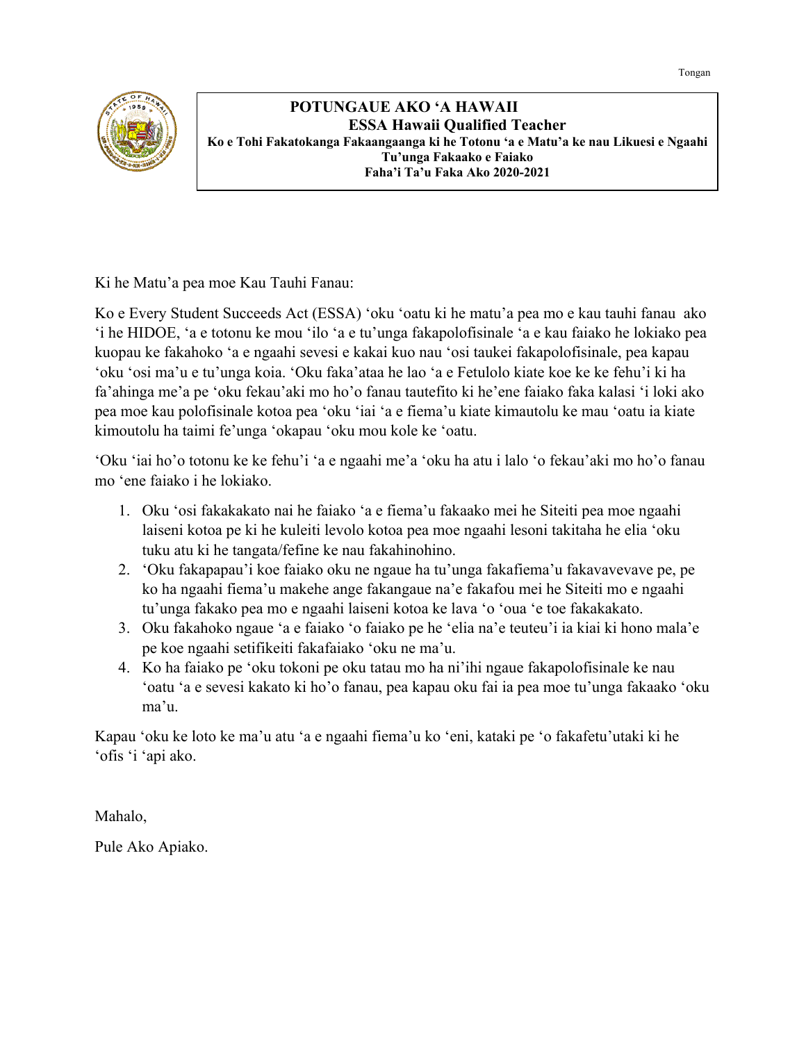Tongan

**POTUNGAUE AKO ʻA HAWAII**

**ESSA Hawaii Qualified Teacher**

**Ko e Tohi Fakatokanga Fakaangaanga ki he Totonu ʻa e Matuʼa ke nau Likuesi e Ngaahi Tuʼunga Fakaako e Faiako**

**Fahaʼi Taʼu Faka Ako 2020-2021**

Ki he Matuʼa pea moe Kau Tauhi Fanau:

Ko e Every Student Succeeds Act (ESSA) ʻoku ʻoatu ki he matuʼa pea mo e kau tauhi fanau ako ʻi he HIDOE, ʻa e totonu ke mou ʻilo ʻa e tuʼunga fakapolofisinale ʻa e kau faiako he lokiako pea kuopau ke fakahoko ʻa e ngaahi sevesi e kakai kuo nau ʻosi taukei fakapolofisinale, pea kapau ʻoku ʻosi maʼu e tuʼunga koia. ʻOku fakaʼataa he lao ʻa e Fetulolo kiate koe ke ke fehuʼi ki ha faʼahinga meʼa pe ʻoku fekauʼaki mo hoʼo fanau tautefito ki heʼene faiako faka kalasi ʻi loki ako pea moe kau polofisinale kotoa pea ʻoku ʻiai ʻa e fiemaʼu kiate kimautolu ke mau ʻoatu ia kiate kimoutolu ha taimi feʼunga ʻokapau ʻoku mou kole ke ʻoatu.

ʻOku ʻiai hoʼo totonu ke ke fehuʼi ʻa e ngaahi meʼa ʻoku ha atu i lalo ʻo fekauʼaki mo hoʼo fanau mo ʻene faiako i he lokiako.

1. Oku ʻosi fakakakato nai he faiako ʻa e fiemaʼu fakaako mei he Siteiti pea moe ngaahi laiseni kotoa pe ki he kuleiti levolo kotoa pea moe ngaahi lesoni takitaha he elia ʻoku tuku atu ki he tangata/fefine ke nau fakahinohino.
2. ʻOku fakapapauʼi koe faiako oku ne ngaue ha tuʼunga fakafiemaʼu fakavavevave pe, pe ko ha ngaahi fiemaʼu makehe ange fakangaue naʼe fakafou mei he Siteiti mo e ngaahi tuʼunga fakako pea mo e ngaahi laiseni kotoa ke lava ʻo ʻoua ʻe toe fakakakato.
3. Oku fakahoko ngaue ʻa e faiako ʻo faiako pe he ʻelia naʼe teuteuʼi ia kiai ki hono malaʼe pe koe ngaahi setifikeiti fakafaiako ʻoku ne maʼu.
4. Ko ha faiako pe ʻoku tokoni pe oku tatau mo ha niʼihi ngaue fakapolofisinale ke nau ʻoatu ʻa e sevesi kakato ki hoʼo fanau, pea kapau oku fai ia pea moe tuʼunga fakaako ʻoku maʼu.

Kapau ʻoku ke loto ke maʼu atu ʻa e ngaahi fiemaʼu ko ʻeni, kataki pe ʻo fakafetuʼutaki ki he ʻofis ʻi ʻapi ako.

Mahalo,

Pule Ako Apiako.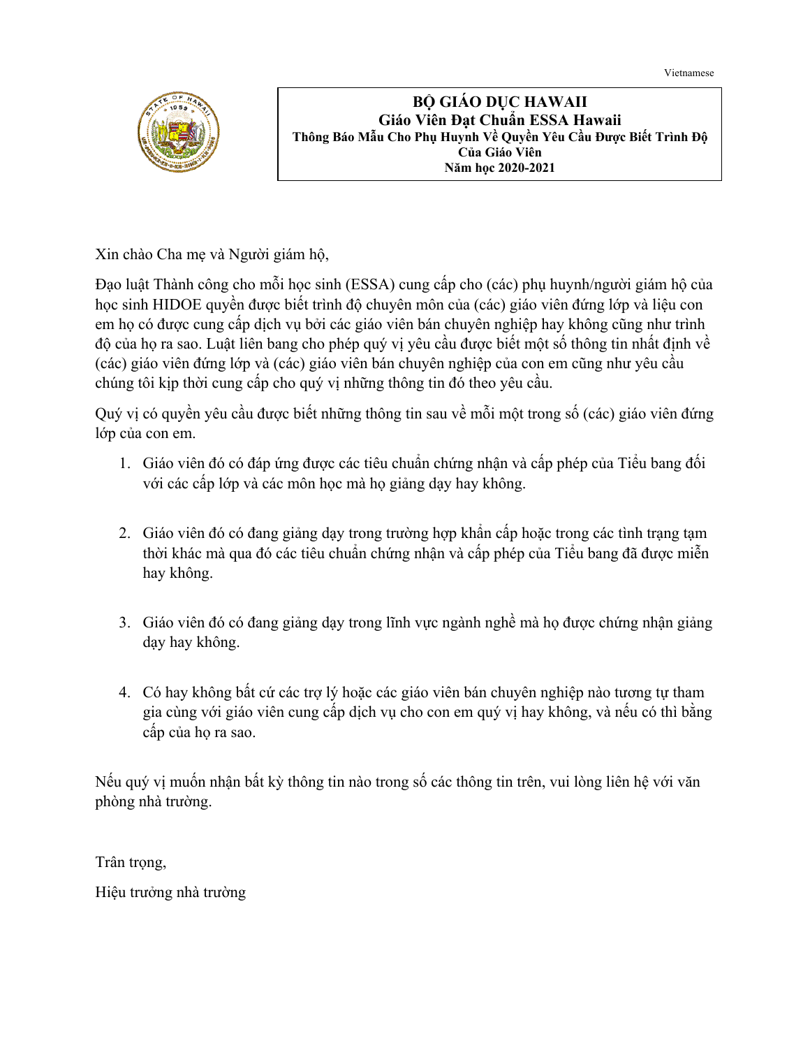Vietnamese

**BỘ GIÁO DỤC HAWAII**
**Giáo Viên Đạt Chuẩn ESSA Hawaii**
**Thông Báo Mẫu Cho Phụ Huynh Về Quyền Yêu Cầu Được Biết Trình Độ Của Giáo Viên**
**Năm học 2020-2021**

Xin chào Cha mẹ và Người giám hộ,

Đạo luật Thành công cho mỗi học sinh (ESSA) cung cấp cho (các) phụ huynh/người giám hộ của học sinh HIDOE quyền được biết trình độ chuyên môn của (các) giáo viên đứng lớp và liệu con em họ có được cung cấp dịch vụ bởi các giáo viên bán chuyên nghiệp hay không cũng như trình độ của họ ra sao. Luật liên bang cho phép quý vị yêu cầu được biết một số thông tin nhất định về (các) giáo viên đứng lớp và (các) giáo viên bán chuyên nghiệp của con em cũng như yêu cầu chúng tôi kịp thời cung cấp cho quý vị những thông tin đó theo yêu cầu.

Quý vị có quyền yêu cầu được biết những thông tin sau về mỗi một trong số (các) giáo viên đứng lớp của con em.

1. Giáo viên đó có đáp ứng được các tiêu chuẩn chứng nhận và cấp phép của Tiểu bang đối với các cấp lớp và các môn học mà họ giảng dạy hay không.

2. Giáo viên đó có đang giảng dạy trong trường hợp khẩn cấp hoặc trong các tình trạng tạm thời khác mà qua đó các tiêu chuẩn chứng nhận và cấp phép của Tiểu bang đã được miễn hay không.

3. Giáo viên đó có đang giảng dạy trong lĩnh vực ngành nghề mà họ được chứng nhận giảng dạy hay không.

4. Có hay không bất cứ các trợ lý hoặc các giáo viên bán chuyên nghiệp nào tương tự tham gia cùng với giáo viên cung cấp dịch vụ cho con em quý vị hay không, và nếu có thì bằng cấp của họ ra sao.

Nếu quý vị muốn nhận bất kỳ thông tin nào trong số các thông tin trên, vui lòng liên hệ với văn phòng nhà trường.

Trân trọng,

Hiệu trưởng nhà trường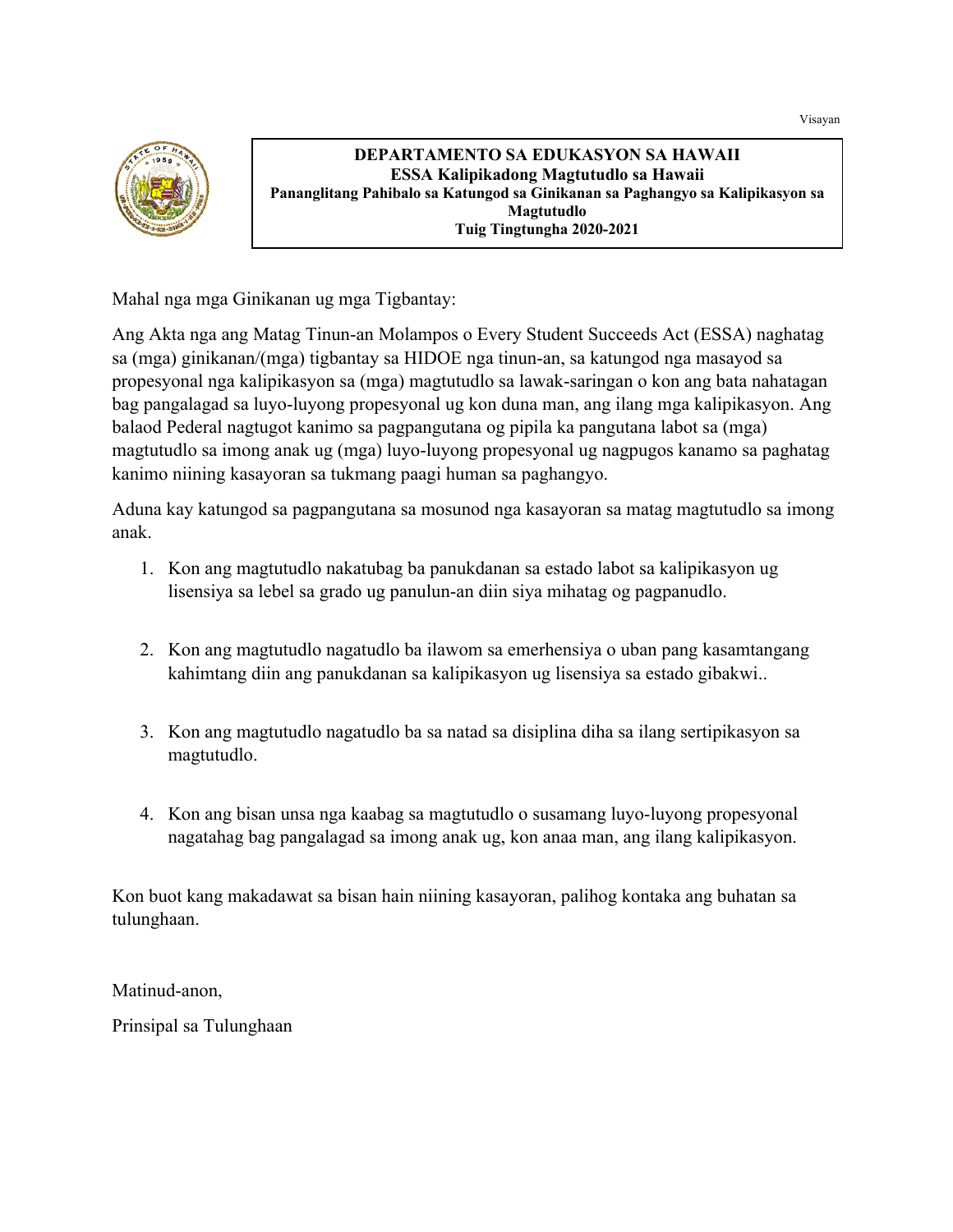Visayan

**DEPARTAMENTO SA EDUKASYON SA HAWAII**
**ESSA Kalipikadong Magtutudlo sa Hawaii**
**Pananglitang Pahibalo sa Katungod sa Ginikanan sa Paghangyo sa Kalipikasyon sa Magtutudlo**
**Tuig Tingtungha 2020-2021**

Mahal nga mga Ginikanan ug mga Tigbantay:

Ang Akta nga ang Matag Tinun-an Molampos o Every Student Succeeds Act (ESSA) naghatag sa (mga) ginikanan/(mga) tigbantay sa HIDOE nga tinun-an, sa katungod nga masayod sa propesyonal nga kalipikasyon sa (mga) magtutudlo sa lawak-saringan o kon ang bata nahatagan bag pangalagad sa luyo-luyong propesyonal ug kon duna man, ang ilang mga kalipikasyon. Ang balaod Pederal nagtugot kanimo sa pagpangutana og pipila ka pangutana labot sa (mga) magtutudlo sa imong anak ug (mga) luyo-luyong propesyonal ug nagpugos kanamo sa paghatag kanimo niining kasayoran sa tukmang paagi human sa paghangyo.

Aduna kay katungod sa pagpangutana sa mosunod nga kasayoran sa matag magtutudlo sa imong anak.

1. Kon ang magtutudlo nakatubag ba panukdanan sa estado labot sa kalipikasyon ug lisensiya sa lebel sa grado ug panulun-an diin siya mihatag og pagpanudlo.

2. Kon ang magtutudlo nagatudlo ba ilawom sa emerhensiya o uban pang kasamtangang kahimtang diin ang panukdanan sa kalipikasyon ug lisensiya sa estado gibakwi..

3. Kon ang magtutudlo nagatudlo ba sa natad sa disiplina diha sa ilang sertipikasyon sa magtutudlo.

4. Kon ang bisan unsa nga kaabag sa magtutudlo o susamang luyo-luyong propesyonal nagatahag bag pangalagad sa imong anak ug, kon anaa man, ang ilang kalipikasyon.

Kon buot kang makadawat sa bisan hain niining kasayoran, palihog kontaka ang buhatan sa tulunghaan.

Matinud-anon,

Prinsipal sa Tulunghaan